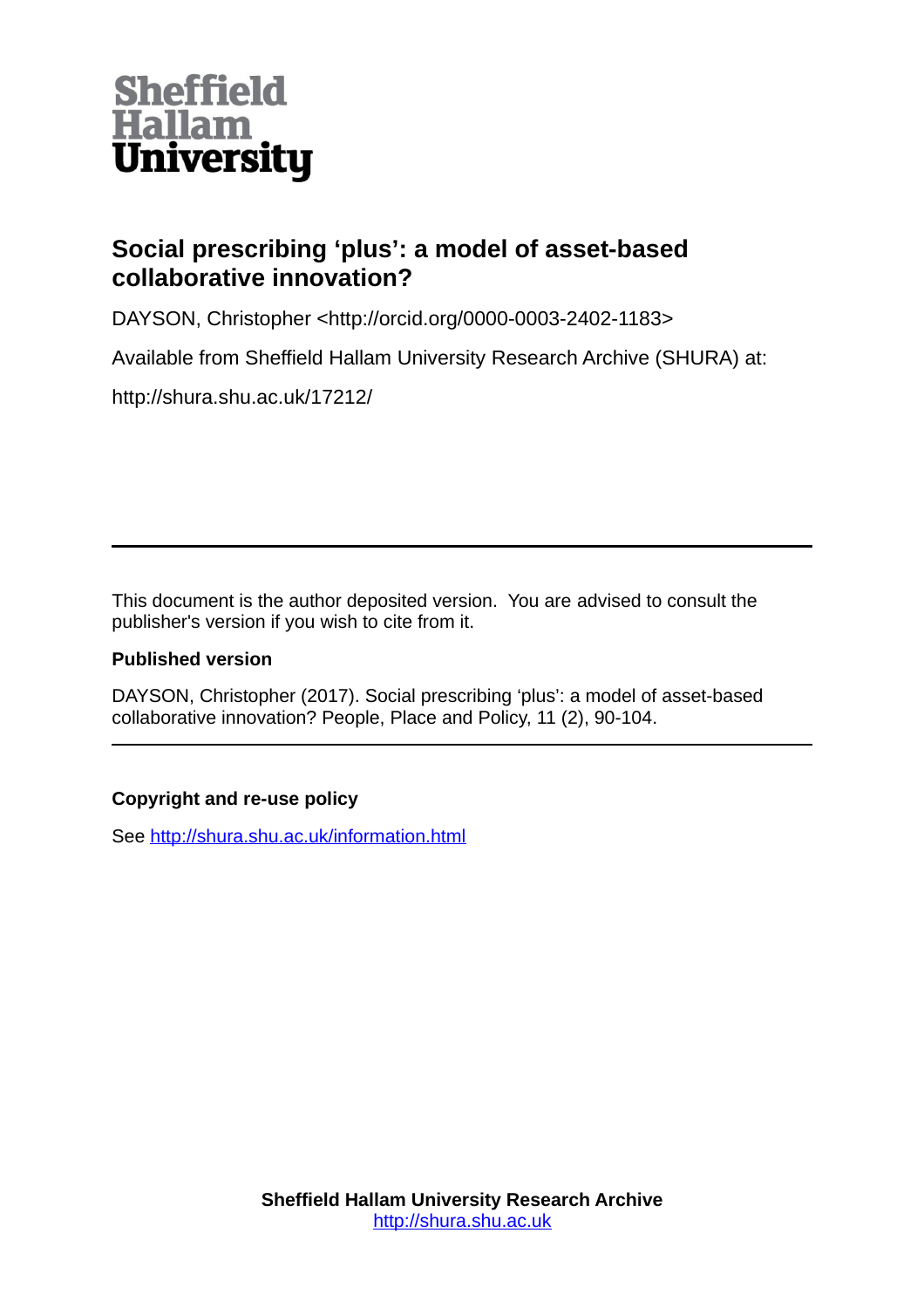Sheffield Hallam University

# Social prescribing 'plus': a model of asset-based collaborative innovation?

DAYSON, Christopher <http://orcid.org/0000-0003-2402-1183>

Available from Sheffield Hallam University Research Archive (SHURA) at:

http://shura.shu.ac.uk/17212/

---

This document is the author deposited version. You are advised to consult the publisher's version if you wish to cite from it.

**Published version**

DAYSON, Christopher (2017). Social prescribing 'plus': a model of asset-based collaborative innovation? People, Place and Policy, 11 (2), 90-104.

---

**Copyright and re-use policy**

See http://shura.shu.ac.uk/information.html

**Sheffield Hallam University Research Archive**
http://shura.shu.ac.uk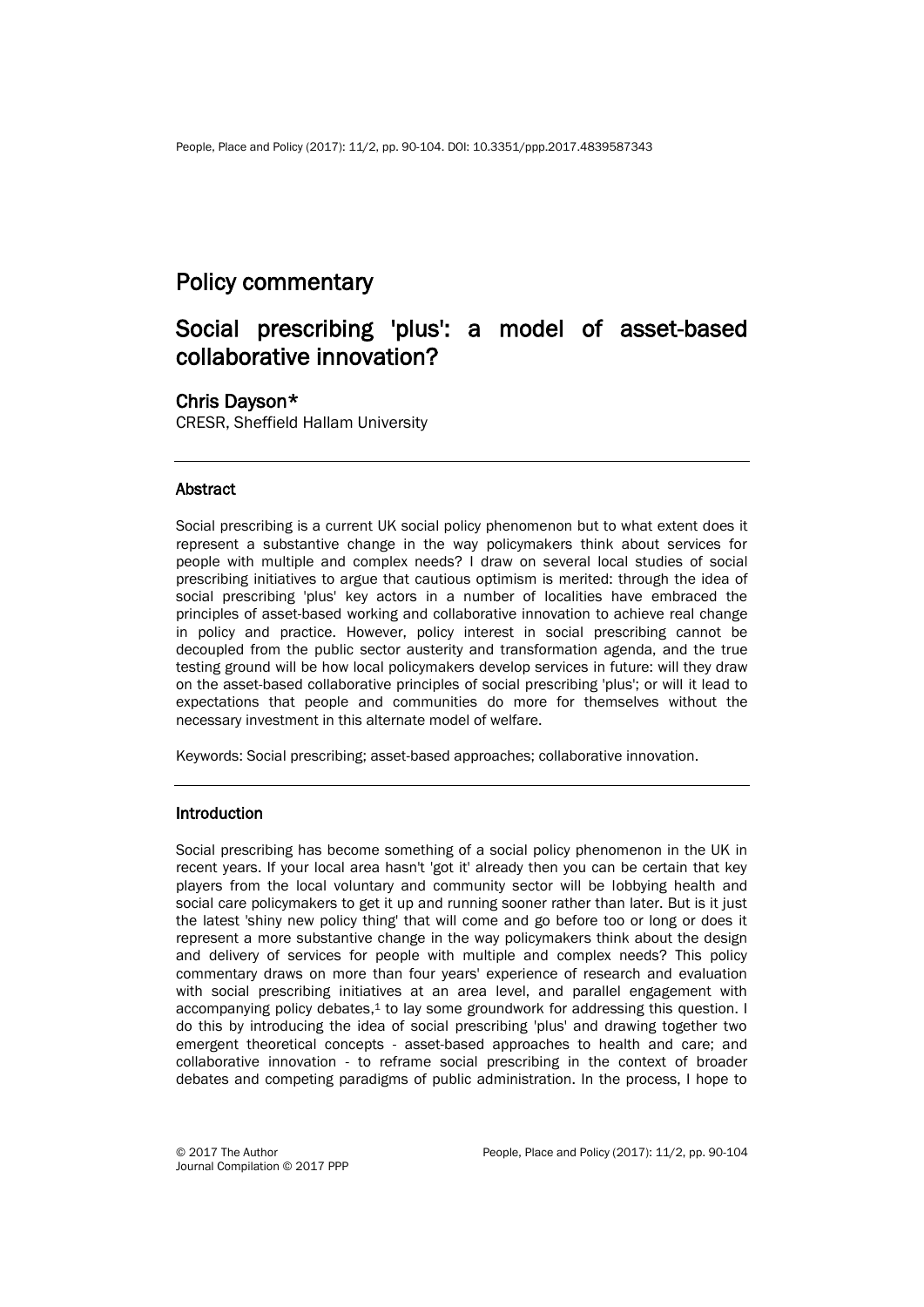## Policy commentary

# Social prescribing 'plus': a model of asset-based collaborative innovation?

## Chris Dayson*

CRESR, Sheffield Hallam University

### Abstract

Social prescribing is a current UK social policy phenomenon but to what extent does it represent a substantive change in the way policymakers think about services for people with multiple and complex needs? I draw on several local studies of social prescribing initiatives to argue that cautious optimism is merited: through the idea of social prescribing 'plus' key actors in a number of localities have embraced the principles of asset-based working and collaborative innovation to achieve real change in policy and practice. However, policy interest in social prescribing cannot be decoupled from the public sector austerity and transformation agenda, and the true testing ground will be how local policymakers develop services in future: will they draw on the asset-based collaborative principles of social prescribing 'plus'; or will it lead to expectations that people and communities do more for themselves without the necessary investment in this alternate model of welfare.

Keywords: Social prescribing; asset-based approaches; collaborative innovation.

### Introduction

Social prescribing has become something of a social policy phenomenon in the UK in recent years. If your local area hasn't 'got it' already then you can be certain that key players from the local voluntary and community sector will be lobbying health and social care policymakers to get it up and running sooner rather than later. But is it just the latest 'shiny new policy thing' that will come and go before too or long or does it represent a more substantive change in the way policymakers think about the design and delivery of services for people with multiple and complex needs? This policy commentary draws on more than four years' experience of research and evaluation with social prescribing initiatives at an area level, and parallel engagement with accompanying policy debates,[1] to lay some groundwork for addressing this question. I do this by introducing the idea of social prescribing 'plus' and drawing together two emergent theoretical concepts - asset-based approaches to health and care; and collaborative innovation - to reframe social prescribing in the context of broader debates and competing paradigms of public administration. In the process, I hope to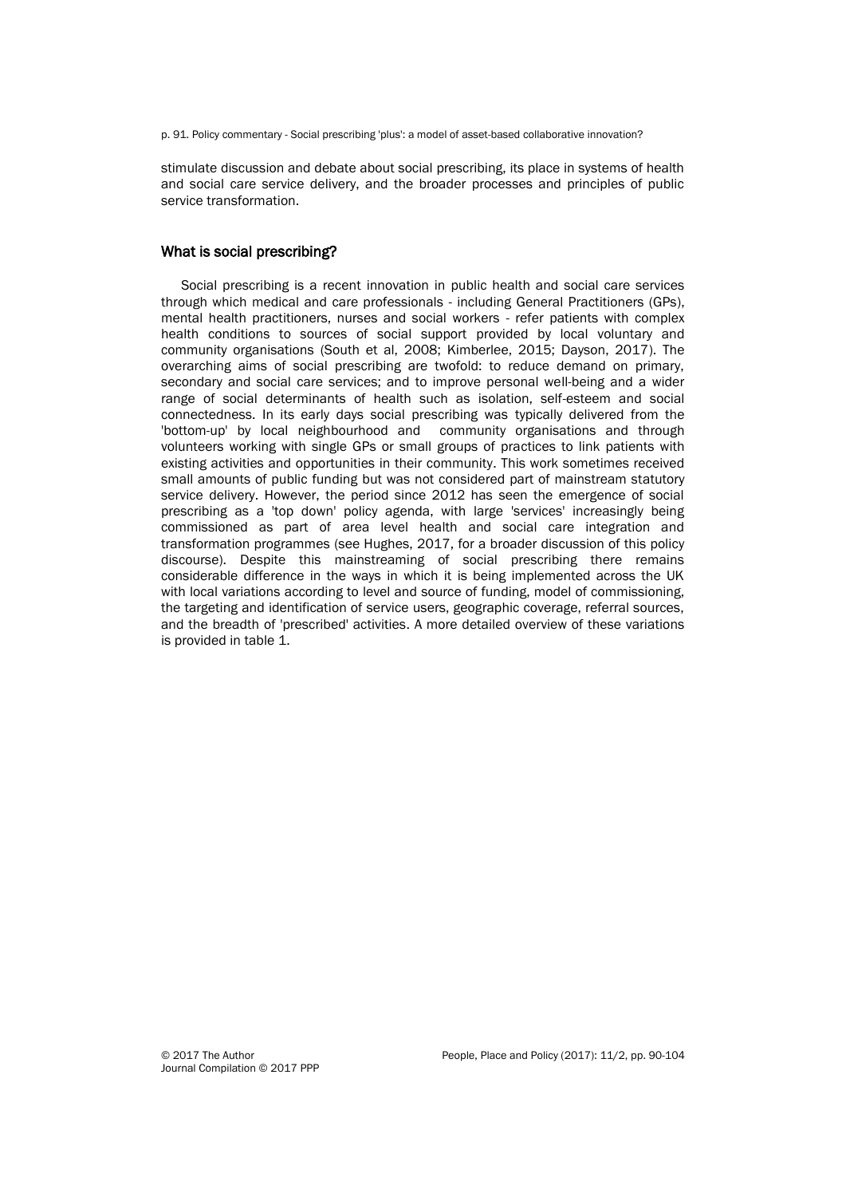stimulate discussion and debate about social prescribing, its place in systems of health and social care service delivery, and the broader processes and principles of public service transformation.

## What is social prescribing?

Social prescribing is a recent innovation in public health and social care services through which medical and care professionals - including General Practitioners (GPs), mental health practitioners, nurses and social workers - refer patients with complex health conditions to sources of social support provided by local voluntary and community organisations (South et al, 2008; Kimberlee, 2015; Dayson, 2017). The overarching aims of social prescribing are twofold: to reduce demand on primary, secondary and social care services; and to improve personal well-being and a wider range of social determinants of health such as isolation, self-esteem and social connectedness. In its early days social prescribing was typically delivered from the 'bottom-up' by local neighbourhood and community organisations and through volunteers working with single GPs or small groups of practices to link patients with existing activities and opportunities in their community. This work sometimes received small amounts of public funding but was not considered part of mainstream statutory service delivery. However, the period since 2012 has seen the emergence of social prescribing as a 'top down' policy agenda, with large 'services' increasingly being commissioned as part of area level health and social care integration and transformation programmes (see Hughes, 2017, for a broader discussion of this policy discourse). Despite this mainstreaming of social prescribing there remains considerable difference in the ways in which it is being implemented across the UK with local variations according to level and source of funding, model of commissioning, the targeting and identification of service users, geographic coverage, referral sources, and the breadth of 'prescribed' activities. A more detailed overview of these variations is provided in table 1.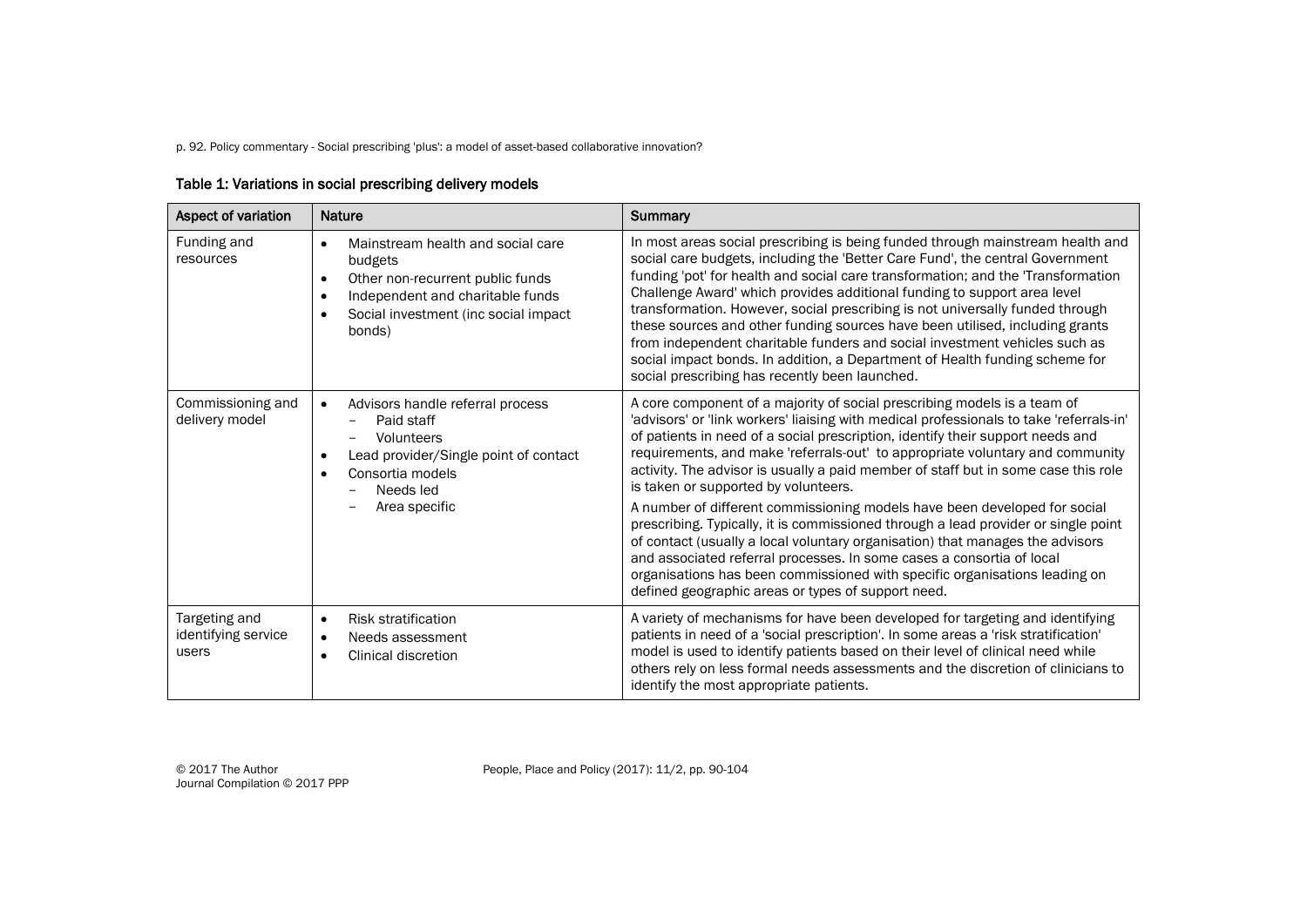**Table 1: Variations in social prescribing delivery models**

| Aspect of variation | Nature | Summary |
|---|---|---|
| Funding and resources | • Mainstream health and social care budgets<br>• Other non-recurrent public funds<br>• Independent and charitable funds<br>• Social investment (inc social impact bonds) | In most areas social prescribing is being funded through mainstream health and social care budgets, including the 'Better Care Fund', the central Government funding 'pot' for health and social care transformation; and the 'Transformation Challenge Award' which provides additional funding to support area level transformation. However, social prescribing is not universally funded through these sources and other funding sources have been utilised, including grants from independent charitable funders and social investment vehicles such as social impact bonds. In addition, a Department of Health funding scheme for social prescribing has recently been launched. |
| Commissioning and delivery model | • Advisors handle referral process<br>– Paid staff<br>– Volunteers<br>• Lead provider/Single point of contact<br>• Consortia models<br>– Needs led<br>– Area specific | A core component of a majority of social prescribing models is a team of 'advisors' or 'link workers' liaising with medical professionals to take 'referrals-in' of patients in need of a social prescription, identify their support needs and requirements, and make 'referrals-out' to appropriate voluntary and community activity. The advisor is usually a paid member of staff but in some case this role is taken or supported by volunteers.<br><br>A number of different commissioning models have been developed for social prescribing. Typically, it is commissioned through a lead provider or single point of contact (usually a local voluntary organisation) that manages the advisors and associated referral processes. In some cases a consortia of local organisations has been commissioned with specific organisations leading on defined geographic areas or types of support need. |
| Targeting and identifying service users | • Risk stratification<br>• Needs assessment<br>• Clinical discretion | A variety of mechanisms for have been developed for targeting and identifying patients in need of a 'social prescription'. In some areas a 'risk stratification' model is used to identify patients based on their level of clinical need while others rely on less formal needs assessments and the discretion of clinicians to identify the most appropriate patients. |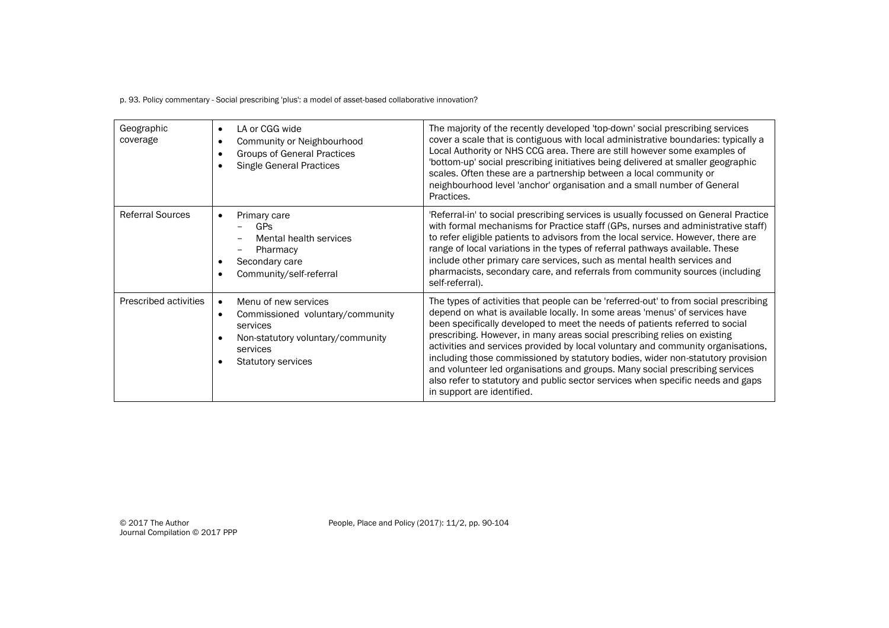| Geographic coverage | • LA or CGG wide<br>• Community or Neighbourhood<br>• Groups of General Practices<br>• Single General Practices | The majority of the recently developed 'top-down' social prescribing services cover a scale that is contiguous with local administrative boundaries: typically a Local Authority or NHS CCG area. There are still however some examples of 'bottom-up' social prescribing initiatives being delivered at smaller geographic scales. Often these are a partnership between a local community or neighbourhood level 'anchor' organisation and a small number of General Practices. |
|---|---|---|
| Referral Sources | • Primary care<br>  – GPs<br>  – Mental health services<br>  – Pharmacy<br>• Secondary care<br>• Community/self-referral | 'Referral-in' to social prescribing services is usually focussed on General Practice with formal mechanisms for Practice staff (GPs, nurses and administrative staff) to refer eligible patients to advisors from the local service. However, there are range of local variations in the types of referral pathways available. These include other primary care services, such as mental health services and pharmacists, secondary care, and referrals from community sources (including self-referral). |
| Prescribed activities | • Menu of new services<br>• Commissioned voluntary/community services<br>• Non-statutory voluntary/community services<br>• Statutory services | The types of activities that people can be 'referred-out' to from social prescribing depend on what is available locally. In some areas 'menus' of services have been specifically developed to meet the needs of patients referred to social prescribing. However, in many areas social prescribing relies on existing activities and services provided by local voluntary and community organisations, including those commissioned by statutory bodies, wider non-statutory provision and volunteer led organisations and groups. Many social prescribing services also refer to statutory and public sector services when specific needs and gaps in support are identified. |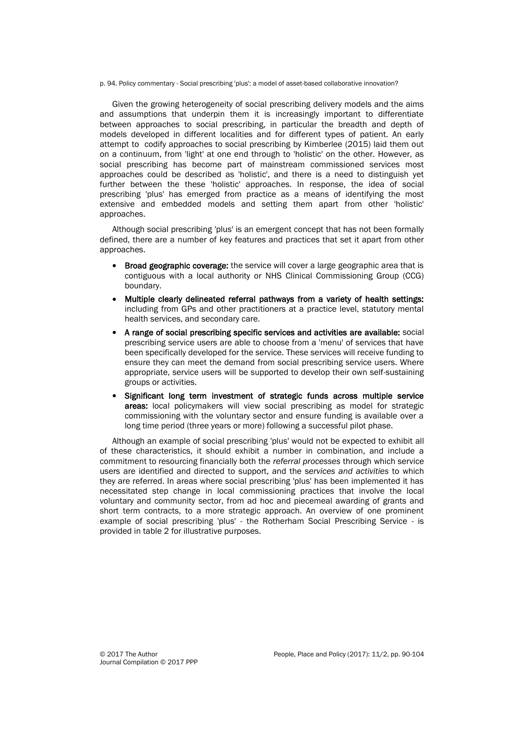Given the growing heterogeneity of social prescribing delivery models and the aims and assumptions that underpin them it is increasingly important to differentiate between approaches to social prescribing, in particular the breadth and depth of models developed in different localities and for different types of patient. An early attempt to codify approaches to social prescribing by Kimberlee (2015) laid them out on a continuum, from 'light' at one end through to 'holistic' on the other. However, as social prescribing has become part of mainstream commissioned services most approaches could be described as 'holistic', and there is a need to distinguish yet further between the these 'holistic' approaches. In response, the idea of social prescribing 'plus' has emerged from practice as a means of identifying the most extensive and embedded models and setting them apart from other 'holistic' approaches.

Although social prescribing 'plus' is an emergent concept that has not been formally defined, there are a number of key features and practices that set it apart from other approaches.

- **Broad geographic coverage:** the service will cover a large geographic area that is contiguous with a local authority or NHS Clinical Commissioning Group (CCG) boundary.
- **Multiple clearly delineated referral pathways from a variety of health settings:** including from GPs and other practitioners at a practice level, statutory mental health services, and secondary care.
- **A range of social prescribing specific services and activities are available:** social prescribing service users are able to choose from a 'menu' of services that have been specifically developed for the service. These services will receive funding to ensure they can meet the demand from social prescribing service users. Where appropriate, service users will be supported to develop their own self-sustaining groups or activities.
- **Significant long term investment of strategic funds across multiple service areas:** local policymakers will view social prescribing as model for strategic commissioning with the voluntary sector and ensure funding is available over a long time period (three years or more) following a successful pilot phase.

Although an example of social prescribing 'plus' would not be expected to exhibit all of these characteristics, it should exhibit a number in combination, and include a commitment to resourcing financially both the *referral processes* through which service users are identified and directed to support, and the *services and activities* to which they are referred. In areas where social prescribing 'plus' has been implemented it has necessitated step change in local commissioning practices that involve the local voluntary and community sector, from ad hoc and piecemeal awarding of grants and short term contracts, to a more strategic approach. An overview of one prominent example of social prescribing 'plus' - the Rotherham Social Prescribing Service - is provided in table 2 for illustrative purposes.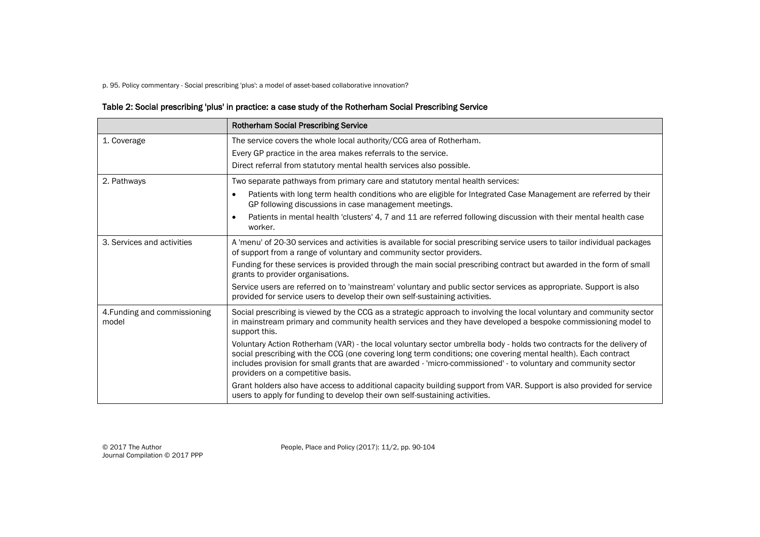**Table 2: Social prescribing 'plus' in practice: a case study of the Rotherham Social Prescribing Service**

| | Rotherham Social Prescribing Service |
|---|---|
| 1. Coverage | The service covers the whole local authority/CCG area of Rotherham.<br>Every GP practice in the area makes referrals to the service.<br>Direct referral from statutory mental health services also possible. |
| 2. Pathways | Two separate pathways from primary care and statutory mental health services:<br>• Patients with long term health conditions who are eligible for Integrated Case Management are referred by their GP following discussions in case management meetings.<br>• Patients in mental health 'clusters' 4, 7 and 11 are referred following discussion with their mental health case worker. |
| 3. Services and activities | A 'menu' of 20-30 services and activities is available for social prescribing service users to tailor individual packages of support from a range of voluntary and community sector providers.<br>Funding for these services is provided through the main social prescribing contract but awarded in the form of small grants to provider organisations.<br>Service users are referred on to 'mainstream' voluntary and public sector services as appropriate. Support is also provided for service users to develop their own self-sustaining activities. |
| 4.Funding and commissioning model | Social prescribing is viewed by the CCG as a strategic approach to involving the local voluntary and community sector in mainstream primary and community health services and they have developed a bespoke commissioning model to support this.<br>Voluntary Action Rotherham (VAR) - the local voluntary sector umbrella body - holds two contracts for the delivery of social prescribing with the CCG (one covering long term conditions; one covering mental health). Each contract includes provision for small grants that are awarded - 'micro-commissioned' - to voluntary and community sector providers on a competitive basis.<br>Grant holders also have access to additional capacity building support from VAR. Support is also provided for service users to apply for funding to develop their own self-sustaining activities. |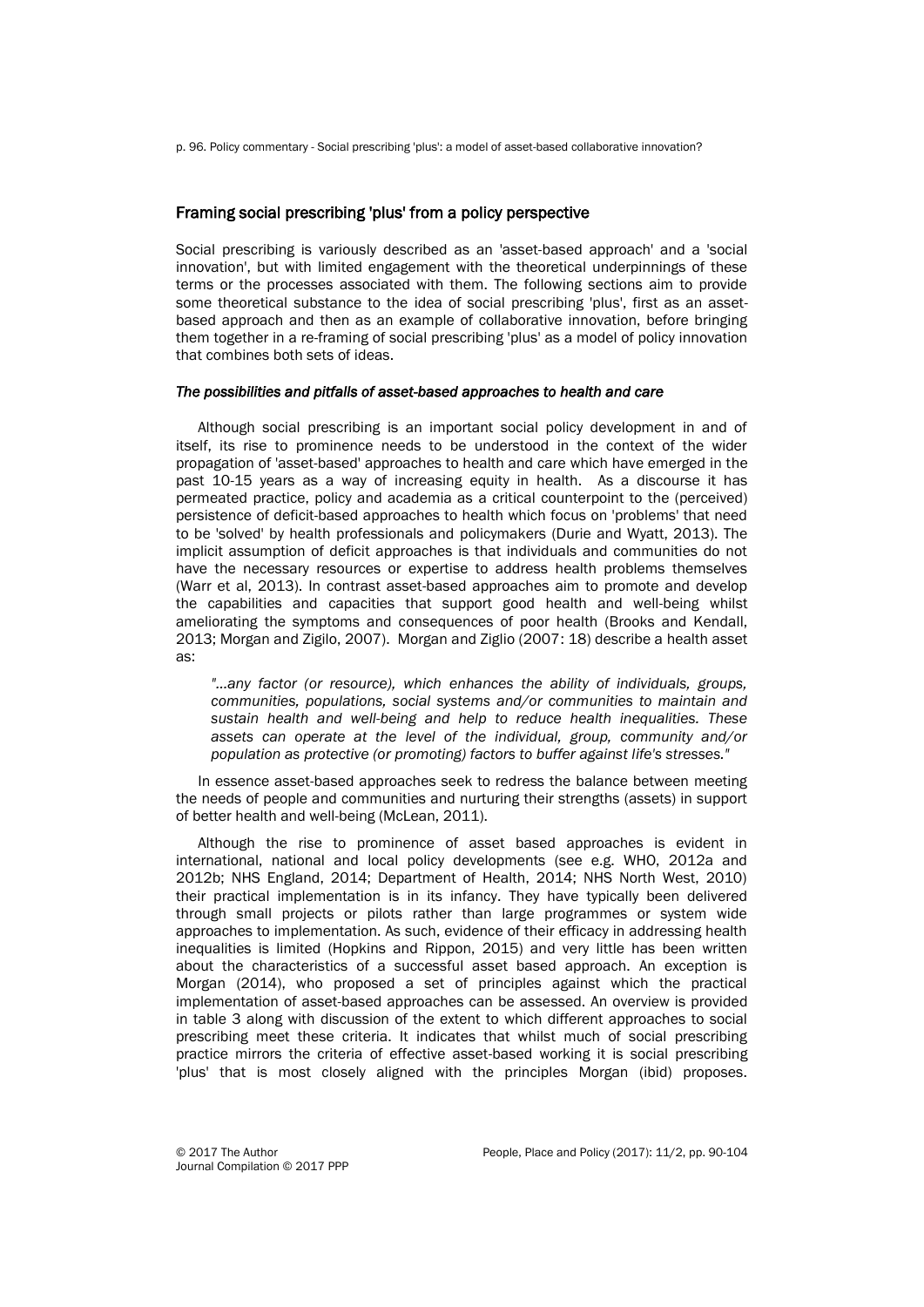## Framing social prescribing 'plus' from a policy perspective

Social prescribing is variously described as an 'asset-based approach' and a 'social innovation', but with limited engagement with the theoretical underpinnings of these terms or the processes associated with them. The following sections aim to provide some theoretical substance to the idea of social prescribing 'plus', first as an asset-based approach and then as an example of collaborative innovation, before bringing them together in a re-framing of social prescribing 'plus' as a model of policy innovation that combines both sets of ideas.

### *The possibilities and pitfalls of asset-based approaches to health and care*

Although social prescribing is an important social policy development in and of itself, its rise to prominence needs to be understood in the context of the wider propagation of 'asset-based' approaches to health and care which have emerged in the past 10-15 years as a way of increasing equity in health. As a discourse it has permeated practice, policy and academia as a critical counterpoint to the (perceived) persistence of deficit-based approaches to health which focus on 'problems' that need to be 'solved' by health professionals and policymakers (Durie and Wyatt, 2013). The implicit assumption of deficit approaches is that individuals and communities do not have the necessary resources or expertise to address health problems themselves (Warr et al, 2013). In contrast asset-based approaches aim to promote and develop the capabilities and capacities that support good health and well-being whilst ameliorating the symptoms and consequences of poor health (Brooks and Kendall, 2013; Morgan and Zigilo, 2007). Morgan and Ziglio (2007: 18) describe a health asset as:

> *"...any factor (or resource), which enhances the ability of individuals, groups, communities, populations, social systems and/or communities to maintain and sustain health and well-being and help to reduce health inequalities. These assets can operate at the level of the individual, group, community and/or population as protective (or promoting) factors to buffer against life's stresses."*

In essence asset-based approaches seek to redress the balance between meeting the needs of people and communities and nurturing their strengths (assets) in support of better health and well-being (McLean, 2011).

Although the rise to prominence of asset based approaches is evident in international, national and local policy developments (see e.g. WHO, 2012a and 2012b; NHS England, 2014; Department of Health, 2014; NHS North West, 2010) their practical implementation is in its infancy. They have typically been delivered through small projects or pilots rather than large programmes or system wide approaches to implementation. As such, evidence of their efficacy in addressing health inequalities is limited (Hopkins and Rippon, 2015) and very little has been written about the characteristics of a successful asset based approach. An exception is Morgan (2014), who proposed a set of principles against which the practical implementation of asset-based approaches can be assessed. An overview is provided in table 3 along with discussion of the extent to which different approaches to social prescribing meet these criteria. It indicates that whilst much of social prescribing practice mirrors the criteria of effective asset-based working it is social prescribing 'plus' that is most closely aligned with the principles Morgan (ibid) proposes.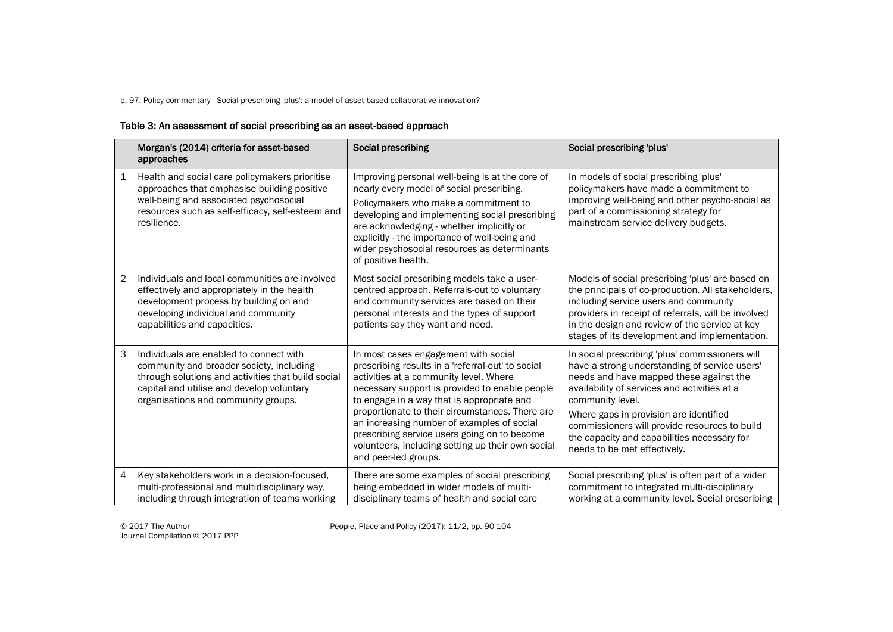### Table 3: An assessment of social prescribing as an asset-based approach

| | Morgan's (2014) criteria for asset-based approaches | Social prescribing | Social prescribing 'plus' |
|---|---|---|---|
| 1 | Health and social care policymakers prioritise approaches that emphasise building positive well-being and associated psychosocial resources such as self-efficacy, self-esteem and resilience. | Improving personal well-being is at the core of nearly every model of social prescribing. Policymakers who make a commitment to developing and implementing social prescribing are acknowledging - whether implicitly or explicitly - the importance of well-being and wider psychosocial resources as determinants of positive health. | In models of social prescribing 'plus' policymakers have made a commitment to improving well-being and other psycho-social as part of a commissioning strategy for mainstream service delivery budgets. |
| 2 | Individuals and local communities are involved effectively and appropriately in the health development process by building on and developing individual and community capabilities and capacities. | Most social prescribing models take a user-centred approach. Referrals-out to voluntary and community services are based on their personal interests and the types of support patients say they want and need. | Models of social prescribing 'plus' are based on the principals of co-production. All stakeholders, including service users and community providers in receipt of referrals, will be involved in the design and review of the service at key stages of its development and implementation. |
| 3 | Individuals are enabled to connect with community and broader society, including through solutions and activities that build social capital and utilise and develop voluntary organisations and community groups. | In most cases engagement with social prescribing results in a 'referral-out' to social activities at a community level. Where necessary support is provided to enable people to engage in a way that is appropriate and proportionate to their circumstances. There are an increasing number of examples of social prescribing service users going on to become volunteers, including setting up their own social and peer-led groups. | In social prescribing 'plus' commissioners will have a strong understanding of service users' needs and have mapped these against the availability of services and activities at a community level. Where gaps in provision are identified commissioners will provide resources to build the capacity and capabilities necessary for needs to be met effectively. |
| 4 | Key stakeholders work in a decision-focused, multi-professional and multidisciplinary way, including through integration of teams working | There are some examples of social prescribing being embedded in wider models of multi-disciplinary teams of health and social care | Social prescribing 'plus' is often part of a wider commitment to integrated multi-disciplinary working at a community level. Social prescribing |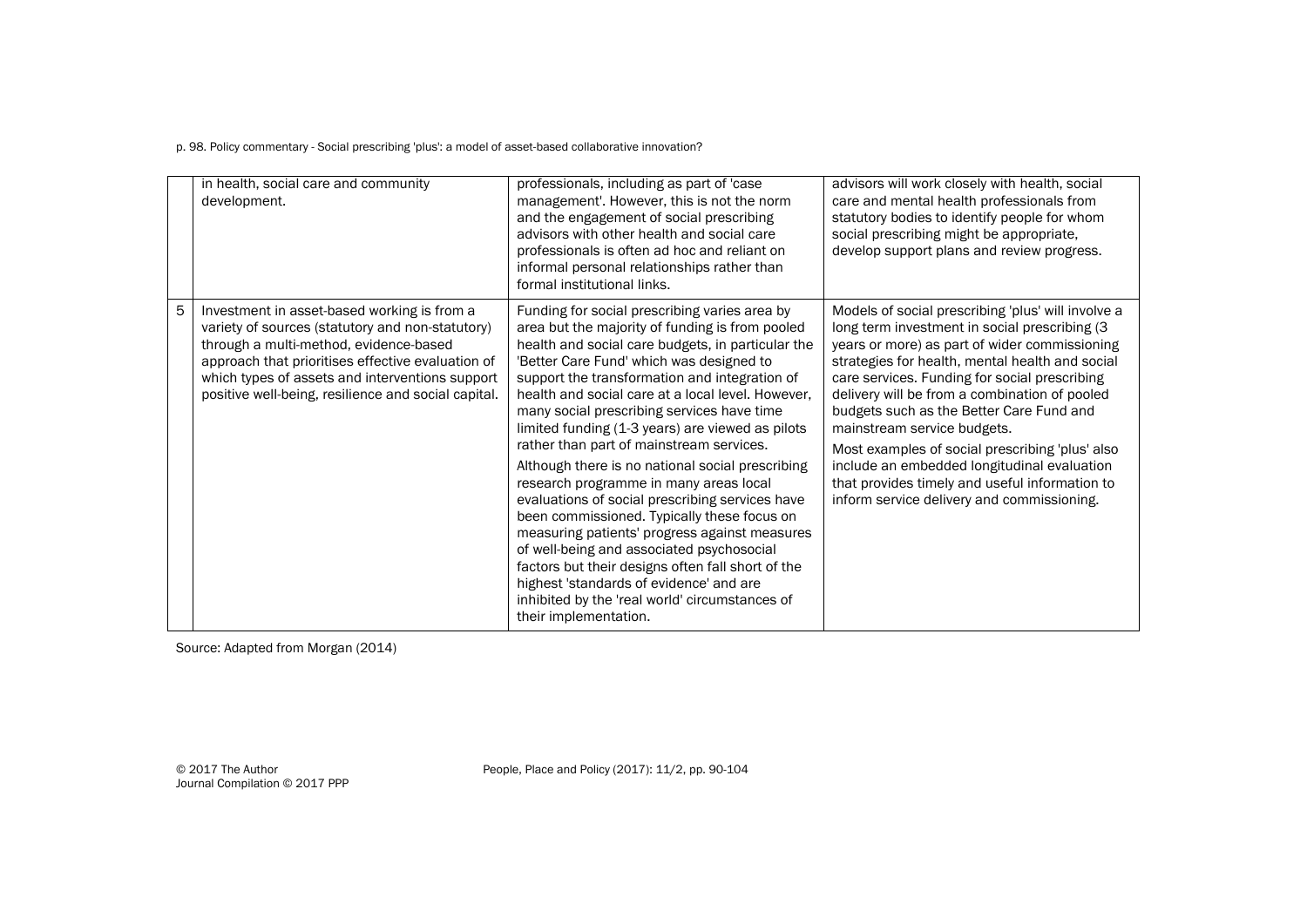|  | in health, social care and community development. | professionals, including as part of 'case management'. However, this is not the norm and the engagement of social prescribing advisors with other health and social care professionals is often ad hoc and reliant on informal personal relationships rather than formal institutional links. | advisors will work closely with health, social care and mental health professionals from statutory bodies to identify people for whom social prescribing might be appropriate, develop support plans and review progress. |
|---|---|---|---|
| 5 | Investment in asset-based working is from a variety of sources (statutory and non-statutory) through a multi-method, evidence-based approach that prioritises effective evaluation of which types of assets and interventions support positive well-being, resilience and social capital. | Funding for social prescribing varies area by area but the majority of funding is from pooled health and social care budgets, in particular the 'Better Care Fund' which was designed to support the transformation and integration of health and social care at a local level. However, many social prescribing services have time limited funding (1-3 years) are viewed as pilots rather than part of mainstream services. Although there is no national social prescribing research programme in many areas local evaluations of social prescribing services have been commissioned. Typically these focus on measuring patients' progress against measures of well-being and associated psychosocial factors but their designs often fall short of the highest 'standards of evidence' and are inhibited by the 'real world' circumstances of their implementation. | Models of social prescribing 'plus' will involve a long term investment in social prescribing (3 years or more) as part of wider commissioning strategies for health, mental health and social care services. Funding for social prescribing delivery will be from a combination of pooled budgets such as the Better Care Fund and mainstream service budgets. Most examples of social prescribing 'plus' also include an embedded longitudinal evaluation that provides timely and useful information to inform service delivery and commissioning. |

Source: Adapted from Morgan (2014)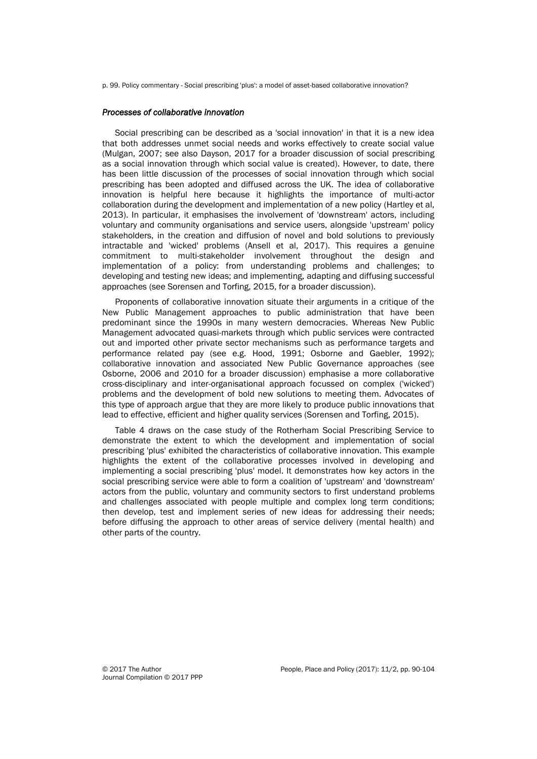### *Processes of collaborative innovation*

Social prescribing can be described as a 'social innovation' in that it is a new idea that both addresses unmet social needs and works effectively to create social value (Mulgan, 2007; see also Dayson, 2017 for a broader discussion of social prescribing as a social innovation through which social value is created). However, to date, there has been little discussion of the processes of social innovation through which social prescribing has been adopted and diffused across the UK. The idea of collaborative innovation is helpful here because it highlights the importance of multi-actor collaboration during the development and implementation of a new policy (Hartley et al, 2013). In particular, it emphasises the involvement of 'downstream' actors, including voluntary and community organisations and service users, alongside 'upstream' policy stakeholders, in the creation and diffusion of novel and bold solutions to previously intractable and 'wicked' problems (Ansell et al, 2017). This requires a genuine commitment to multi-stakeholder involvement throughout the design and implementation of a policy: from understanding problems and challenges; to developing and testing new ideas; and implementing, adapting and diffusing successful approaches (see Sorensen and Torfing, 2015, for a broader discussion).

Proponents of collaborative innovation situate their arguments in a critique of the New Public Management approaches to public administration that have been predominant since the 1990s in many western democracies. Whereas New Public Management advocated quasi-markets through which public services were contracted out and imported other private sector mechanisms such as performance targets and performance related pay (see e.g. Hood, 1991; Osborne and Gaebler, 1992); collaborative innovation and associated New Public Governance approaches (see Osborne, 2006 and 2010 for a broader discussion) emphasise a more collaborative cross-disciplinary and inter-organisational approach focussed on complex ('wicked') problems and the development of bold new solutions to meeting them. Advocates of this type of approach argue that they are more likely to produce public innovations that lead to effective, efficient and higher quality services (Sorensen and Torfing, 2015).

Table 4 draws on the case study of the Rotherham Social Prescribing Service to demonstrate the extent to which the development and implementation of social prescribing 'plus' exhibited the characteristics of collaborative innovation. This example highlights the extent of the collaborative processes involved in developing and implementing a social prescribing 'plus' model. It demonstrates how key actors in the social prescribing service were able to form a coalition of 'upstream' and 'downstream' actors from the public, voluntary and community sectors to first understand problems and challenges associated with people multiple and complex long term conditions; then develop, test and implement series of new ideas for addressing their needs; before diffusing the approach to other areas of service delivery (mental health) and other parts of the country.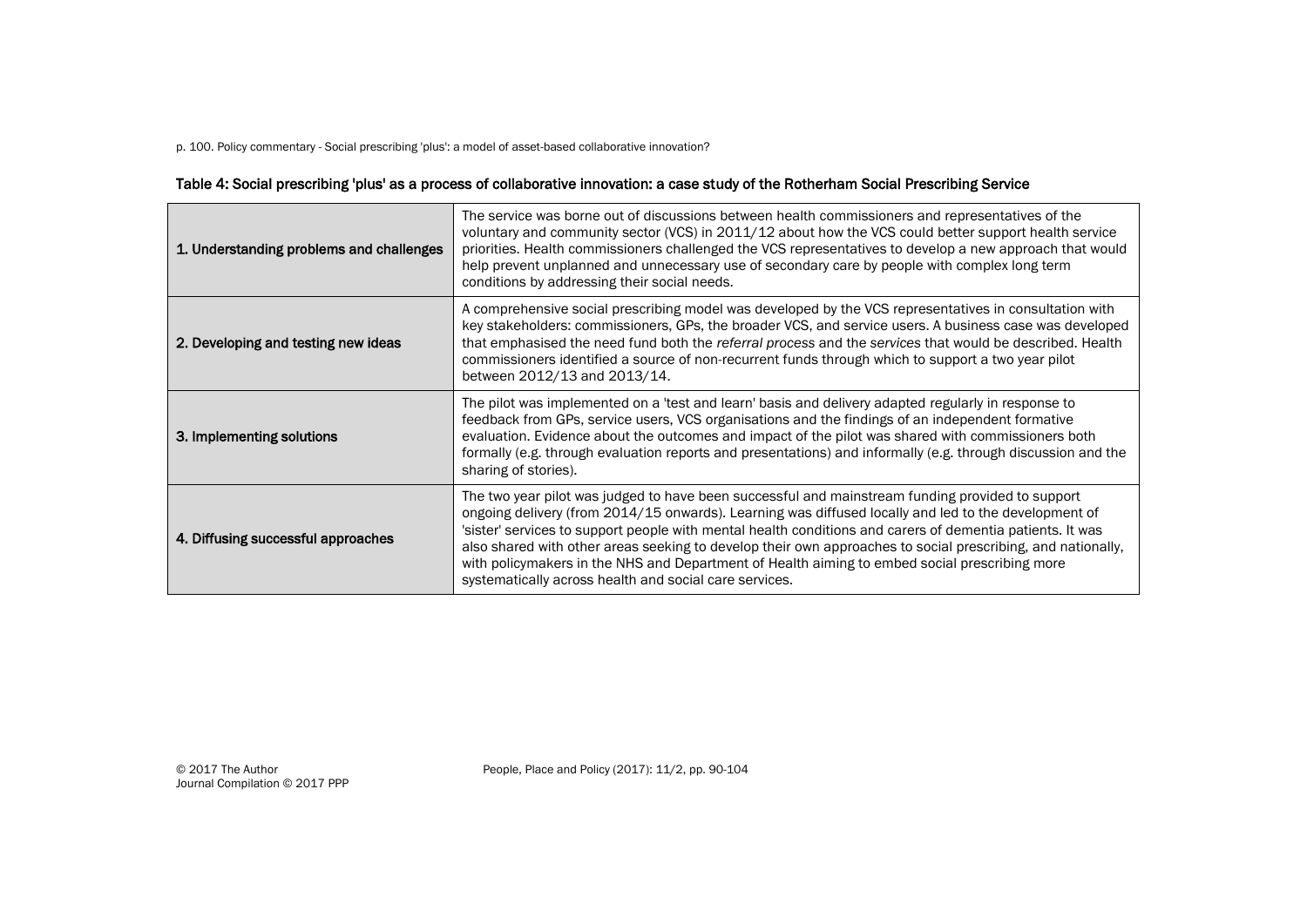**Table 4: Social prescribing 'plus' as a process of collaborative innovation: a case study of the Rotherham Social Prescribing Service**

| | |
|---|---|
| **1. Understanding problems and challenges** | The service was borne out of discussions between health commissioners and representatives of the voluntary and community sector (VCS) in 2011/12 about how the VCS could better support health service priorities. Health commissioners challenged the VCS representatives to develop a new approach that would help prevent unplanned and unnecessary use of secondary care by people with complex long term conditions by addressing their social needs. |
| **2. Developing and testing new ideas** | A comprehensive social prescribing model was developed by the VCS representatives in consultation with key stakeholders: commissioners, GPs, the broader VCS, and service users. A business case was developed that emphasised the need fund both the *referral process* and the *services* that would be described. Health commissioners identified a source of non-recurrent funds through which to support a two year pilot between 2012/13 and 2013/14. |
| **3. Implementing solutions** | The pilot was implemented on a 'test and learn' basis and delivery adapted regularly in response to feedback from GPs, service users, VCS organisations and the findings of an independent formative evaluation. Evidence about the outcomes and impact of the pilot was shared with commissioners both formally (e.g. through evaluation reports and presentations) and informally (e.g. through discussion and the sharing of stories). |
| **4. Diffusing successful approaches** | The two year pilot was judged to have been successful and mainstream funding provided to support ongoing delivery (from 2014/15 onwards). Learning was diffused locally and led to the development of 'sister' services to support people with mental health conditions and carers of dementia patients. It was also shared with other areas seeking to develop their own approaches to social prescribing, and nationally, with policymakers in the NHS and Department of Health aiming to embed social prescribing more systematically across health and social care services. |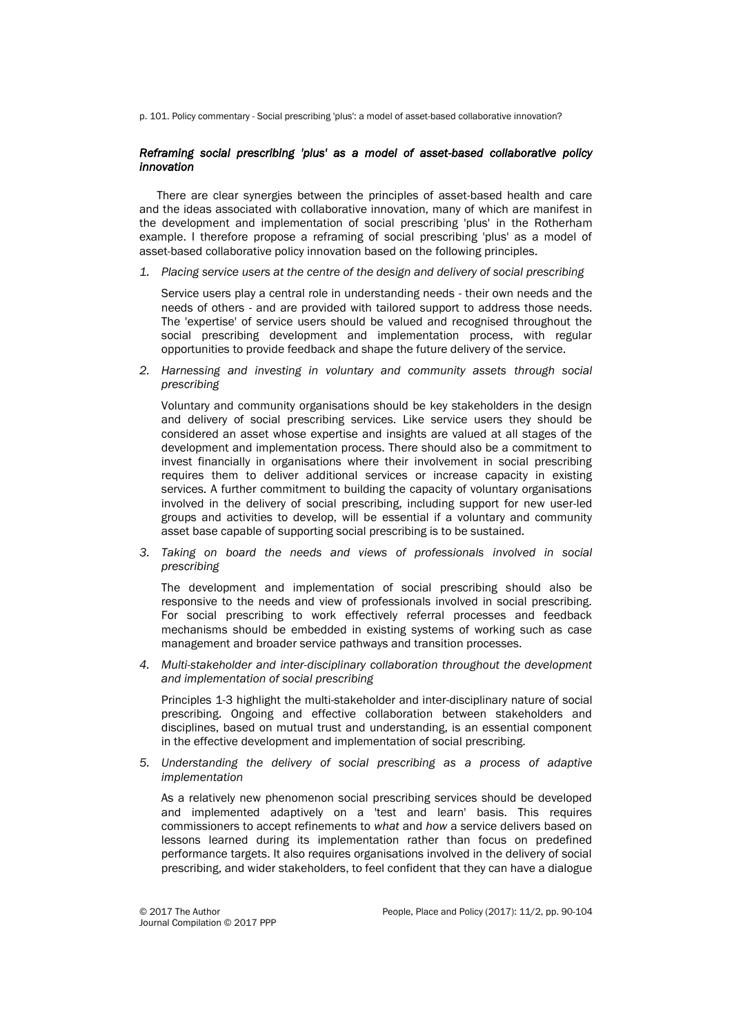### *Reframing social prescribing 'plus' as a model of asset-based collaborative policy innovation*

There are clear synergies between the principles of asset-based health and care and the ideas associated with collaborative innovation, many of which are manifest in the development and implementation of social prescribing 'plus' in the Rotherham example. I therefore propose a reframing of social prescribing 'plus' as a model of asset-based collaborative policy innovation based on the following principles.

1. *Placing service users at the centre of the design and delivery of social prescribing*

   Service users play a central role in understanding needs - their own needs and the needs of others - and are provided with tailored support to address those needs. The 'expertise' of service users should be valued and recognised throughout the social prescribing development and implementation process, with regular opportunities to provide feedback and shape the future delivery of the service.

2. *Harnessing and investing in voluntary and community assets through social prescribing*

   Voluntary and community organisations should be key stakeholders in the design and delivery of social prescribing services. Like service users they should be considered an asset whose expertise and insights are valued at all stages of the development and implementation process. There should also be a commitment to invest financially in organisations where their involvement in social prescribing requires them to deliver additional services or increase capacity in existing services. A further commitment to building the capacity of voluntary organisations involved in the delivery of social prescribing, including support for new user-led groups and activities to develop, will be essential if a voluntary and community asset base capable of supporting social prescribing is to be sustained.

3. *Taking on board the needs and views of professionals involved in social prescribing*

   The development and implementation of social prescribing should also be responsive to the needs and view of professionals involved in social prescribing. For social prescribing to work effectively referral processes and feedback mechanisms should be embedded in existing systems of working such as case management and broader service pathways and transition processes.

4. *Multi-stakeholder and inter-disciplinary collaboration throughout the development and implementation of social prescribing*

   Principles 1-3 highlight the multi-stakeholder and inter-disciplinary nature of social prescribing. Ongoing and effective collaboration between stakeholders and disciplines, based on mutual trust and understanding, is an essential component in the effective development and implementation of social prescribing.

5. *Understanding the delivery of social prescribing as a process of adaptive implementation*

   As a relatively new phenomenon social prescribing services should be developed and implemented adaptively on a 'test and learn' basis. This requires commissioners to accept refinements to *what* and *how* a service delivers based on lessons learned during its implementation rather than focus on predefined performance targets. It also requires organisations involved in the delivery of social prescribing, and wider stakeholders, to feel confident that they can have a dialogue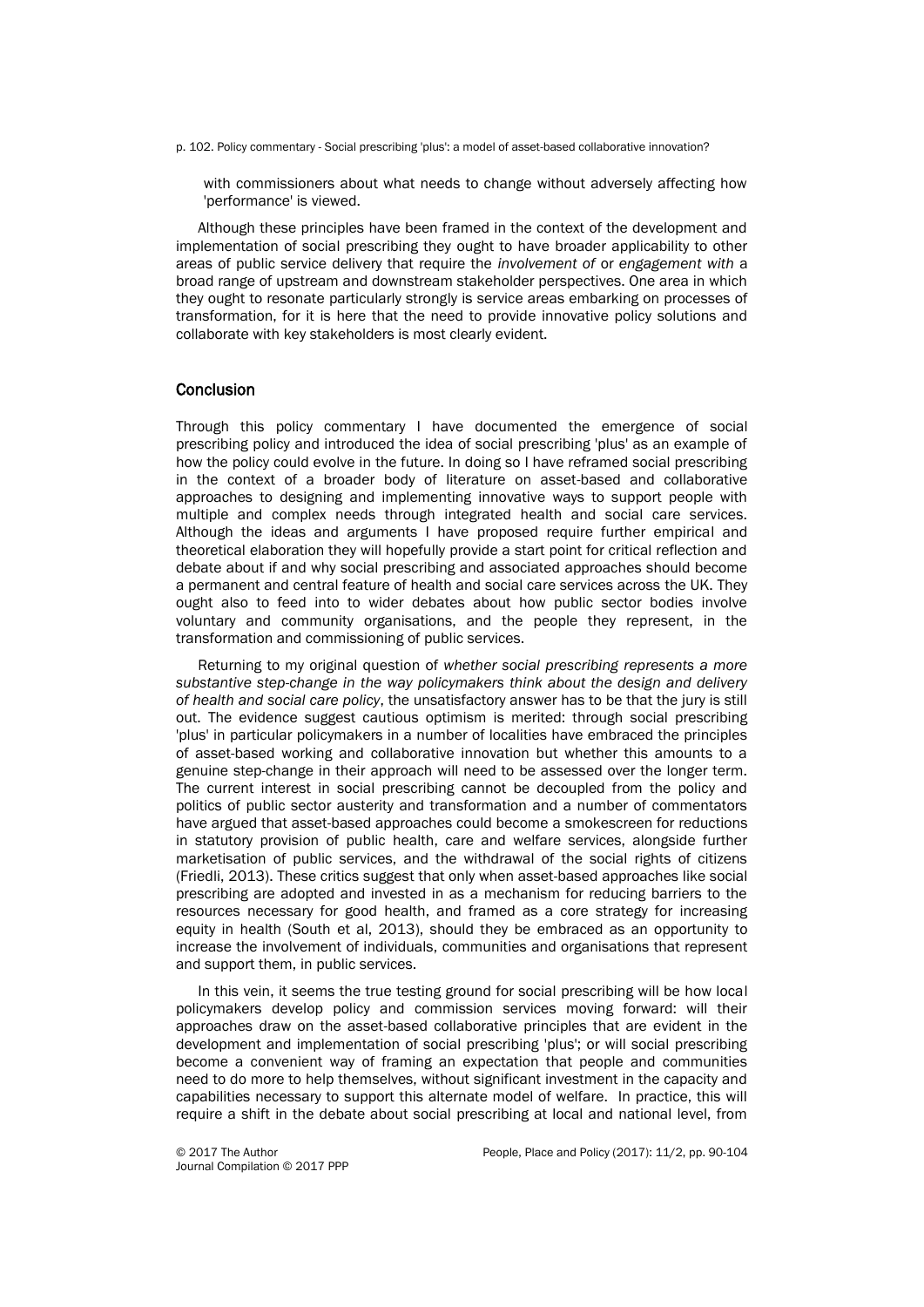with commissioners about what needs to change without adversely affecting how 'performance' is viewed.

Although these principles have been framed in the context of the development and implementation of social prescribing they ought to have broader applicability to other areas of public service delivery that require the *involvement of* or *engagement with* a broad range of upstream and downstream stakeholder perspectives. One area in which they ought to resonate particularly strongly is service areas embarking on processes of transformation, for it is here that the need to provide innovative policy solutions and collaborate with key stakeholders is most clearly evident.

## Conclusion

Through this policy commentary I have documented the emergence of social prescribing policy and introduced the idea of social prescribing 'plus' as an example of how the policy could evolve in the future. In doing so I have reframed social prescribing in the context of a broader body of literature on asset-based and collaborative approaches to designing and implementing innovative ways to support people with multiple and complex needs through integrated health and social care services. Although the ideas and arguments I have proposed require further empirical and theoretical elaboration they will hopefully provide a start point for critical reflection and debate about if and why social prescribing and associated approaches should become a permanent and central feature of health and social care services across the UK. They ought also to feed into to wider debates about how public sector bodies involve voluntary and community organisations, and the people they represent, in the transformation and commissioning of public services.

Returning to my original question of *whether social prescribing represents a more substantive step-change in the way policymakers think about the design and delivery of health and social care policy*, the unsatisfactory answer has to be that the jury is still out. The evidence suggest cautious optimism is merited: through social prescribing 'plus' in particular policymakers in a number of localities have embraced the principles of asset-based working and collaborative innovation but whether this amounts to a genuine step-change in their approach will need to be assessed over the longer term. The current interest in social prescribing cannot be decoupled from the policy and politics of public sector austerity and transformation and a number of commentators have argued that asset-based approaches could become a smokescreen for reductions in statutory provision of public health, care and welfare services, alongside further marketisation of public services, and the withdrawal of the social rights of citizens (Friedli, 2013). These critics suggest that only when asset-based approaches like social prescribing are adopted and invested in as a mechanism for reducing barriers to the resources necessary for good health, and framed as a core strategy for increasing equity in health (South et al, 2013), should they be embraced as an opportunity to increase the involvement of individuals, communities and organisations that represent and support them, in public services.

In this vein, it seems the true testing ground for social prescribing will be how local policymakers develop policy and commission services moving forward: will their approaches draw on the asset-based collaborative principles that are evident in the development and implementation of social prescribing 'plus'; or will social prescribing become a convenient way of framing an expectation that people and communities need to do more to help themselves, without significant investment in the capacity and capabilities necessary to support this alternate model of welfare. In practice, this will require a shift in the debate about social prescribing at local and national level, from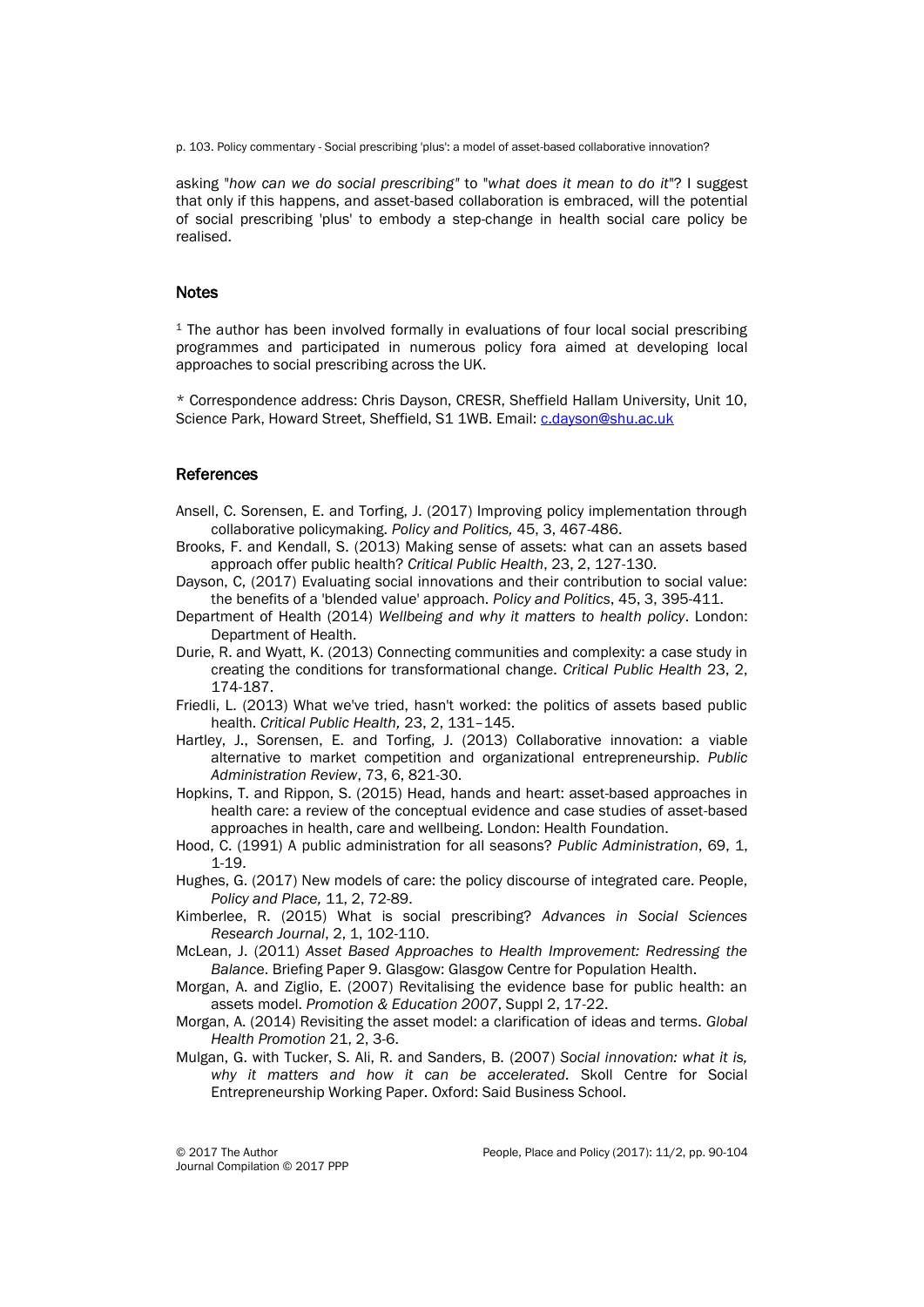asking "*how can we do social prescribing*" to "*what does it mean to do it*"? I suggest that only if this happens, and asset-based collaboration is embraced, will the potential of social prescribing 'plus' to embody a step-change in health social care policy be realised.

## Notes

[1] The author has been involved formally in evaluations of four local social prescribing programmes and participated in numerous policy fora aimed at developing local approaches to social prescribing across the UK.

* Correspondence address: Chris Dayson, CRESR, Sheffield Hallam University, Unit 10, Science Park, Howard Street, Sheffield, S1 1WB. Email: c.dayson@shu.ac.uk

## References

Ansell, C. Sorensen, E. and Torfing, J. (2017) Improving policy implementation through collaborative policymaking. *Policy and Politics,* 45, 3, 467-486.

Brooks, F. and Kendall, S. (2013) Making sense of assets: what can an assets based approach offer public health? *Critical Public Health*, 23, 2, 127-130.

Dayson, C, (2017) Evaluating social innovations and their contribution to social value: the benefits of a 'blended value' approach. *Policy and Politics*, 45, 3, 395-411.

Department of Health (2014) *Wellbeing and why it matters to health policy*. London: Department of Health.

Durie, R. and Wyatt, K. (2013) Connecting communities and complexity: a case study in creating the conditions for transformational change. *Critical Public Health* 23, 2, 174-187.

Friedli, L. (2013) What we've tried, hasn't worked: the politics of assets based public health. *Critical Public Health,* 23, 2, 131–145.

Hartley, J., Sorensen, E. and Torfing, J. (2013) Collaborative innovation: a viable alternative to market competition and organizational entrepreneurship. *Public Administration Review*, 73, 6, 821-30.

Hopkins, T. and Rippon, S. (2015) Head, hands and heart: asset-based approaches in health care: a review of the conceptual evidence and case studies of asset-based approaches in health, care and wellbeing. London: Health Foundation.

Hood, C. (1991) A public administration for all seasons? *Public Administration*, 69, 1, 1-19.

Hughes, G. (2017) New models of care: the policy discourse of integrated care. People, *Policy and Place,* 11, 2, 72-89.

Kimberlee, R. (2015) What is social prescribing? *Advances in Social Sciences Research Journal*, 2, 1, 102-110.

McLean, J. (2011) *Asset Based Approaches to Health Improvement: Redressing the Balance*. Briefing Paper 9. Glasgow: Glasgow Centre for Population Health.

Morgan, A. and Ziglio, E. (2007) Revitalising the evidence base for public health: an assets model. *Promotion & Education 2007*, Suppl 2, 17-22.

Morgan, A. (2014) Revisiting the asset model: a clarification of ideas and terms. *Global Health Promotion* 21, 2, 3-6.

Mulgan, G. with Tucker, S. Ali, R. and Sanders, B. (2007) *Social innovation: what it is, why it matters and how it can be accelerated*. Skoll Centre for Social Entrepreneurship Working Paper. Oxford: Said Business School.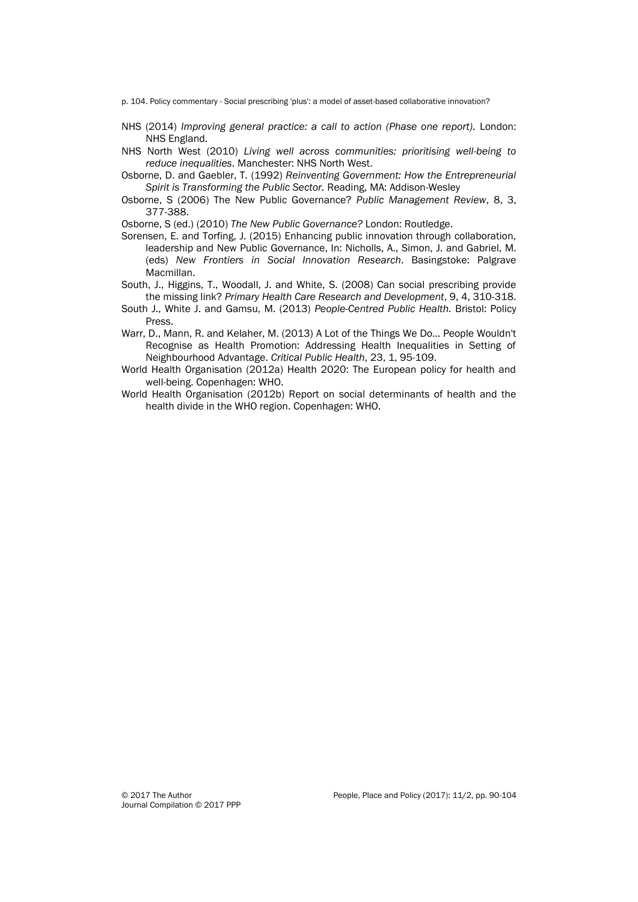NHS (2014) *Improving general practice: a call to action (Phase one report)*. London: NHS England.

NHS North West (2010) *Living well across communities: prioritising well-being to reduce inequalities*. Manchester: NHS North West.

Osborne, D. and Gaebler, T. (1992) *Reinventing Government: How the Entrepreneurial Spirit is Transforming the Public Sector.* Reading, MA: Addison-Wesley

Osborne, S (2006) The New Public Governance? *Public Management Review*, 8, 3, 377-388.

Osborne, S (ed.) (2010) *The New Public Governance?* London: Routledge.

Sorensen, E. and Torfing, J. (2015) Enhancing public innovation through collaboration, leadership and New Public Governance, In: Nicholls, A., Simon, J. and Gabriel, M. (eds) *New Frontiers in Social Innovation Research*. Basingstoke: Palgrave Macmillan.

South, J., Higgins, T., Woodall, J. and White, S. (2008) Can social prescribing provide the missing link? *Primary Health Care Research and Development*, 9, 4, 310-318.

South J., White J. and Gamsu, M. (2013) *People-Centred Public Health.* Bristol: Policy Press.

Warr, D., Mann, R. and Kelaher, M. (2013) A Lot of the Things We Do… People Wouldn't Recognise as Health Promotion: Addressing Health Inequalities in Setting of Neighbourhood Advantage. *Critical Public Health*, 23, 1, 95-109.

World Health Organisation (2012a) Health 2020: The European policy for health and well-being. Copenhagen: WHO.

World Health Organisation (2012b) Report on social determinants of health and the health divide in the WHO region. Copenhagen: WHO.